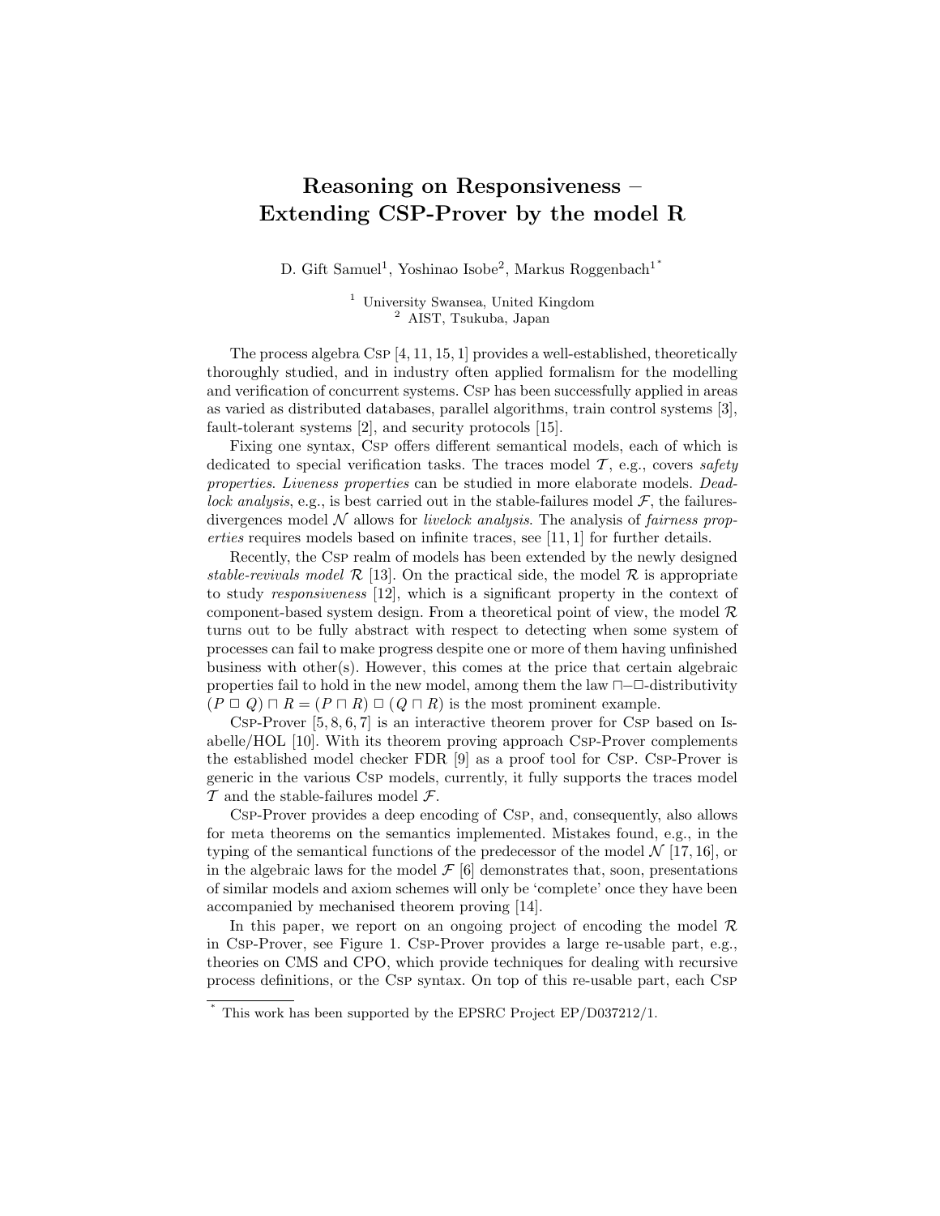# Reasoning on Responsiveness – Extending CSP-Prover by the model R

D. Gift Samuel[1], Yoshinao Isobe[2], Markus Roggenbach[1*]

[1] University Swansea, United Kingdom
[2] AIST, Tsukuba, Japan

The process algebra Csp [4, 11, 15, 1] provides a well-established, theoretically thoroughly studied, and in industry often applied formalism for the modelling and verification of concurrent systems. Csp has been successfully applied in areas as varied as distributed databases, parallel algorithms, train control systems [3], fault-tolerant systems [2], and security protocols [15].

Fixing one syntax, Csp offers different semantical models, each of which is dedicated to special verification tasks. The traces model $\mathcal{T}$, e.g., covers *safety properties*. *Liveness properties* can be studied in more elaborate models. *Deadlock analysis*, e.g., is best carried out in the stable-failures model $\mathcal{F}$, the failures-divergences model $\mathcal{N}$ allows for *livelock analysis*. The analysis of *fairness properties* requires models based on infinite traces, see [11, 1] for further details.

Recently, the Csp realm of models has been extended by the newly designed *stable-revivals model* $\mathcal{R}$ [13]. On the practical side, the model $\mathcal{R}$ is appropriate to study *responsiveness* [12], which is a significant property in the context of component-based system design. From a theoretical point of view, the model $\mathcal{R}$ turns out to be fully abstract with respect to detecting when some system of processes can fail to make progress despite one or more of them having unfinished business with other(s). However, this comes at the price that certain algebraic properties fail to hold in the new model, among them the law $\sqcap$–$\Box$-distributivity $(P \;\Box\; Q) \sqcap R = (P \sqcap R) \;\Box\; (Q \sqcap R)$ is the most prominent example.

Csp-Prover [5, 8, 6, 7] is an interactive theorem prover for Csp based on Isabelle/HOL [10]. With its theorem proving approach Csp-Prover complements the established model checker FDR [9] as a proof tool for Csp. Csp-Prover is generic in the various Csp models, currently, it fully supports the traces model $\mathcal{T}$ and the stable-failures model $\mathcal{F}$.

Csp-Prover provides a deep encoding of Csp, and, consequently, also allows for meta theorems on the semantics implemented. Mistakes found, e.g., in the typing of the semantical functions of the predecessor of the model $\mathcal{N}$ [17, 16], or in the algebraic laws for the model $\mathcal{F}$ [6] demonstrates that, soon, presentations of similar models and axiom schemes will only be 'complete' once they have been accompanied by mechanised theorem proving [14].

In this paper, we report on an ongoing project of encoding the model $\mathcal{R}$ in Csp-Prover, see Figure 1. Csp-Prover provides a large re-usable part, e.g., theories on CMS and CPO, which provide techniques for dealing with recursive process definitions, or the Csp syntax. On top of this re-usable part, each Csp

[*] This work has been supported by the EPSRC Project EP/D037212/1.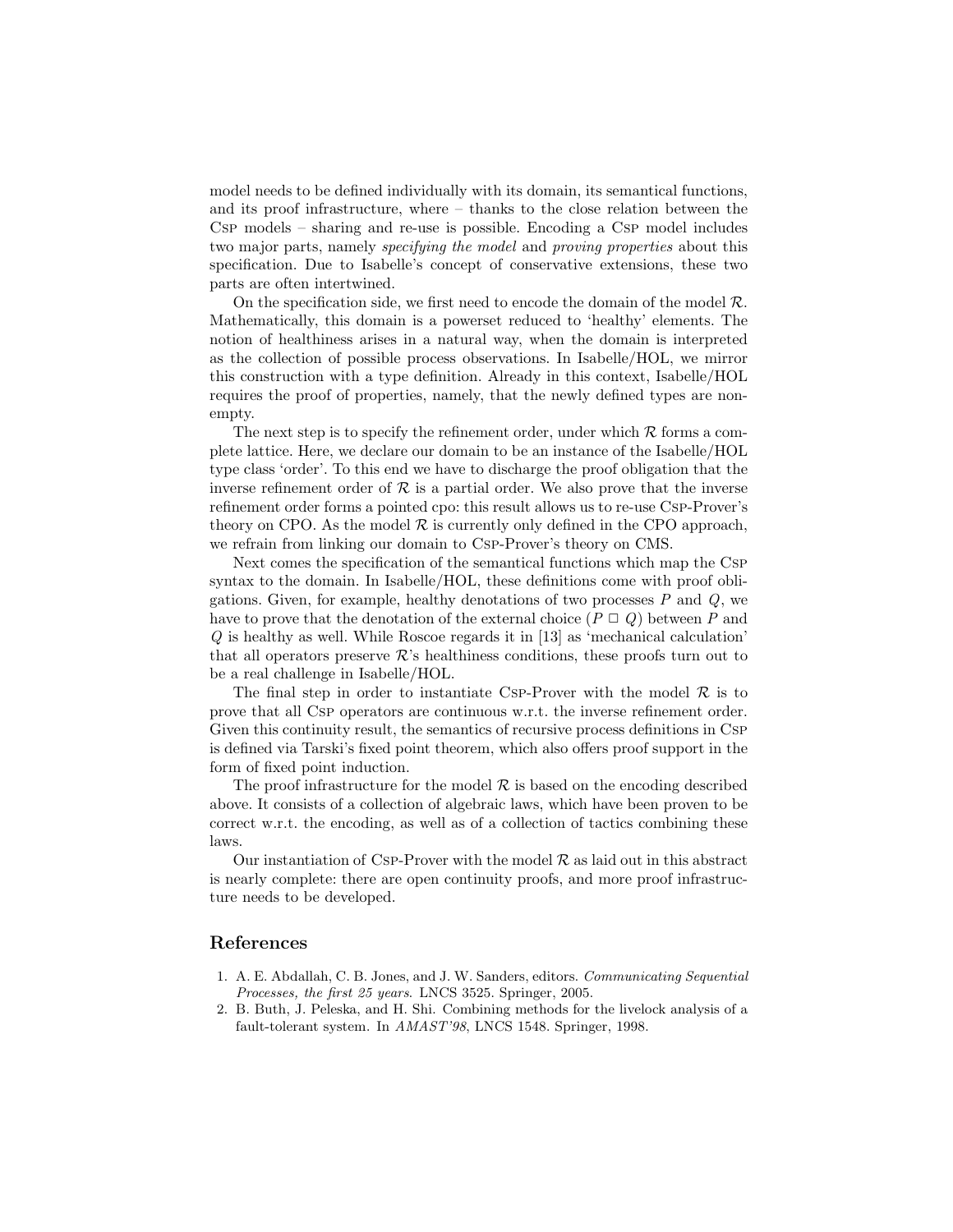model needs to be defined individually with its domain, its semantical functions, and its proof infrastructure, where – thanks to the close relation between the Csp models – sharing and re-use is possible. Encoding a Csp model includes two major parts, namely *specifying the model* and *proving properties* about this specification. Due to Isabelle's concept of conservative extensions, these two parts are often intertwined.

On the specification side, we first need to encode the domain of the model $\mathcal{R}$. Mathematically, this domain is a powerset reduced to 'healthy' elements. The notion of healthiness arises in a natural way, when the domain is interpreted as the collection of possible process observations. In Isabelle/HOL, we mirror this construction with a type definition. Already in this context, Isabelle/HOL requires the proof of properties, namely, that the newly defined types are non-empty.

The next step is to specify the refinement order, under which $\mathcal{R}$ forms a complete lattice. Here, we declare our domain to be an instance of the Isabelle/HOL type class 'order'. To this end we have to discharge the proof obligation that the inverse refinement order of $\mathcal{R}$ is a partial order. We also prove that the inverse refinement order forms a pointed cpo: this result allows us to re-use Csp-Prover's theory on CPO. As the model $\mathcal{R}$ is currently only defined in the CPO approach, we refrain from linking our domain to Csp-Prover's theory on CMS.

Next comes the specification of the semantical functions which map the Csp syntax to the domain. In Isabelle/HOL, these definitions come with proof obligations. Given, for example, healthy denotations of two processes $P$ and $Q$, we have to prove that the denotation of the external choice $(P \mathbin{\Box} Q)$ between $P$ and $Q$ is healthy as well. While Roscoe regards it in [13] as 'mechanical calculation' that all operators preserve $\mathcal{R}$'s healthiness conditions, these proofs turn out to be a real challenge in Isabelle/HOL.

The final step in order to instantiate Csp-Prover with the model $\mathcal{R}$ is to prove that all Csp operators are continuous w.r.t. the inverse refinement order. Given this continuity result, the semantics of recursive process definitions in Csp is defined via Tarski's fixed point theorem, which also offers proof support in the form of fixed point induction.

The proof infrastructure for the model $\mathcal{R}$ is based on the encoding described above. It consists of a collection of algebraic laws, which have been proven to be correct w.r.t. the encoding, as well as of a collection of tactics combining these laws.

Our instantiation of Csp-Prover with the model $\mathcal{R}$ as laid out in this abstract is nearly complete: there are open continuity proofs, and more proof infrastructure needs to be developed.

## References

1. A. E. Abdallah, C. B. Jones, and J. W. Sanders, editors. *Communicating Sequential Processes, the first 25 years*. LNCS 3525. Springer, 2005.
2. B. Buth, J. Peleska, and H. Shi. Combining methods for the livelock analysis of a fault-tolerant system. In *AMAST'98*, LNCS 1548. Springer, 1998.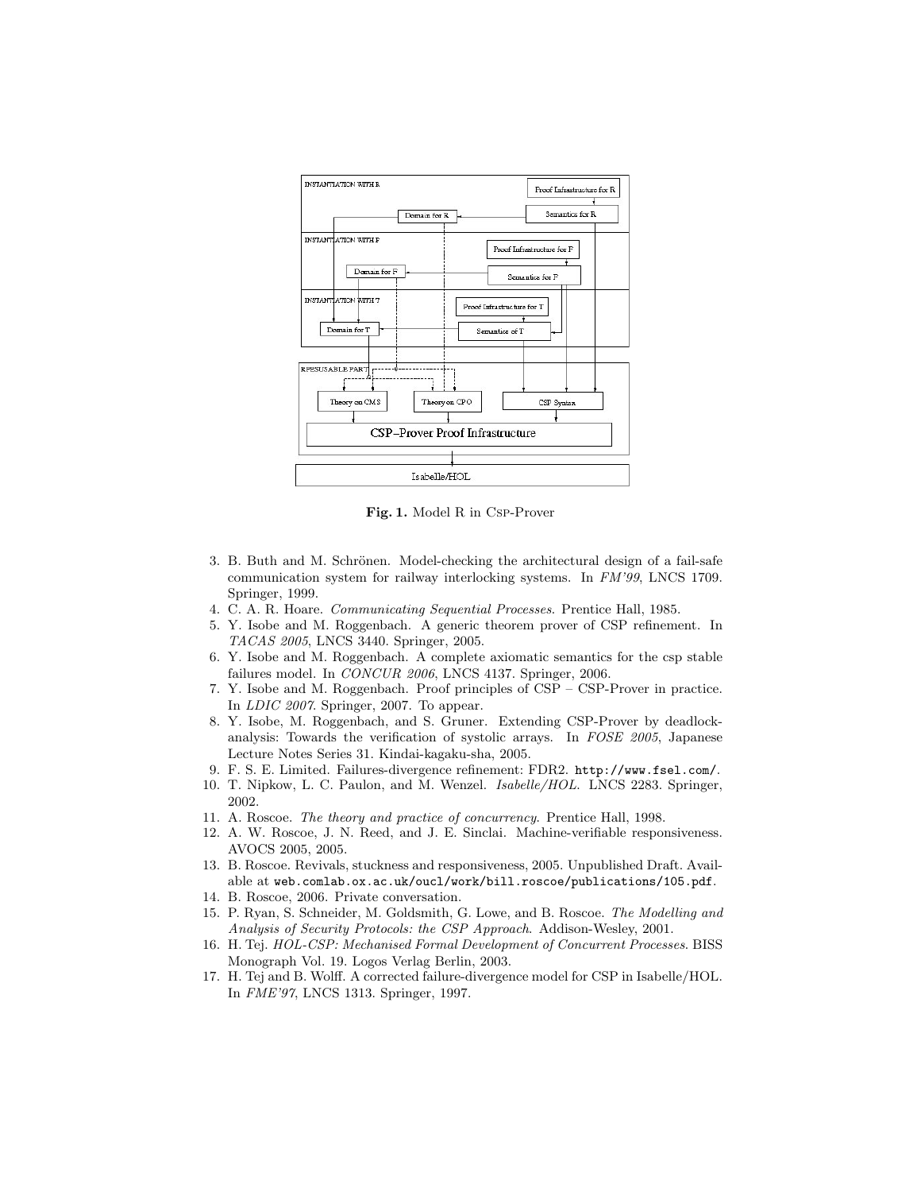INSTANTIATION WITH R

Proof Infrastructure for R

Domain for R

Semantics for R

INSTANTIATION WITH F

Proof Infrastructure for F

Domain for F

Semantics for F

INSTANTIATION WITH T

Proof Infrastructure for T

Domain for T

Semantics of T

REUSABLE PART

Theory on CMS

Theory on CPO

CSP Syntax

CSP–Prover Proof Infrastructure

Isabelle/HOL

**Fig. 1.** Model R in Csp-Prover

3. B. Buth and M. Schrönen. Model-checking the architectural design of a fail-safe communication system for railway interlocking systems. In *FM'99*, LNCS 1709. Springer, 1999.
4. C. A. R. Hoare. *Communicating Sequential Processes*. Prentice Hall, 1985.
5. Y. Isobe and M. Roggenbach. A generic theorem prover of CSP refinement. In *TACAS 2005*, LNCS 3440. Springer, 2005.
6. Y. Isobe and M. Roggenbach. A complete axiomatic semantics for the csp stable failures model. In *CONCUR 2006*, LNCS 4137. Springer, 2006.
7. Y. Isobe and M. Roggenbach. Proof principles of CSP – CSP-Prover in practice. In *LDIC 2007*. Springer, 2007. To appear.
8. Y. Isobe, M. Roggenbach, and S. Gruner. Extending CSP-Prover by deadlock-analysis: Towards the verification of systolic arrays. In *FOSE 2005*, Japanese Lecture Notes Series 31. Kindai-kagaku-sha, 2005.
9. F. S. E. Limited. Failures-divergence refinement: FDR2. `http://www.fsel.com/`.
10. T. Nipkow, L. C. Paulon, and M. Wenzel. *Isabelle/HOL*. LNCS 2283. Springer, 2002.
11. A. Roscoe. *The theory and practice of concurrency*. Prentice Hall, 1998.
12. A. W. Roscoe, J. N. Reed, and J. E. Sinclai. Machine-verifiable responsiveness. AVOCS 2005, 2005.
13. B. Roscoe. Revivals, stuckness and responsiveness, 2005. Unpublished Draft. Available at `web.comlab.ox.ac.uk/oucl/work/bill.roscoe/publications/105.pdf`.
14. B. Roscoe, 2006. Private conversation.
15. P. Ryan, S. Schneider, M. Goldsmith, G. Lowe, and B. Roscoe. *The Modelling and Analysis of Security Protocols: the CSP Approach*. Addison-Wesley, 2001.
16. H. Tej. *HOL-CSP: Mechanised Formal Development of Concurrent Processes*. BISS Monograph Vol. 19. Logos Verlag Berlin, 2003.
17. H. Tej and B. Wolff. A corrected failure-divergence model for CSP in Isabelle/HOL. In *FME'97*, LNCS 1313. Springer, 1997.